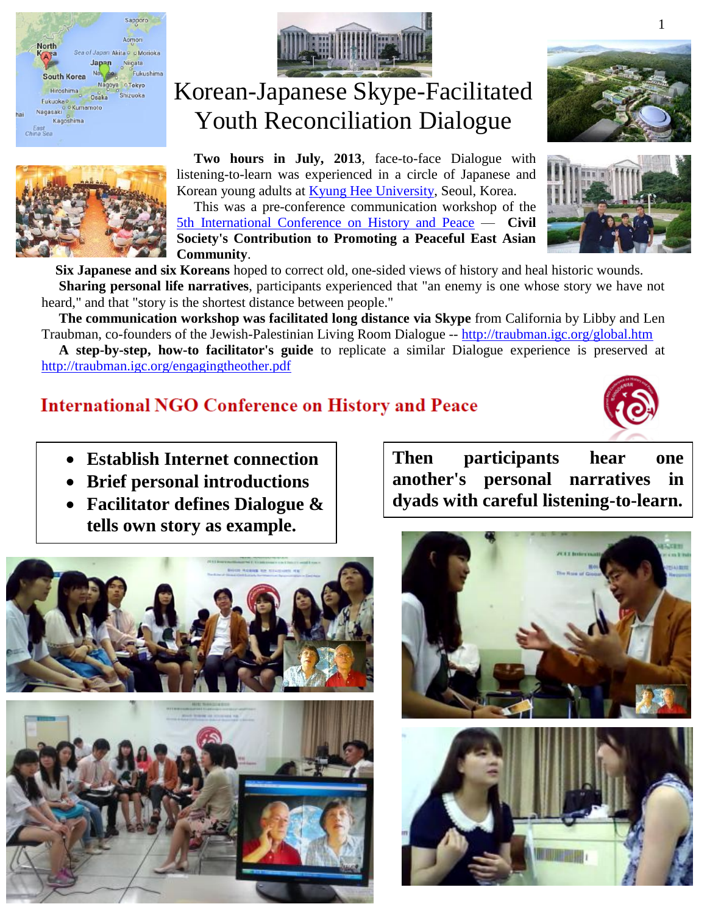# Korean-Japanese Skype-Facilitated Youth Reconciliation Dialogue

**Two hours in July, 2013**, face-to-face Dialogue with listening-to-learn was experienced in a circle of Japanese and Korean young adults at Kyung Hee University, Seoul, Korea.

This was a pre-conference communication workshop of the 5th International Conference on History and Peace — **Civil Society's Contribution to Promoting a Peaceful East Asian Community**.

**Six Japanese and six Koreans** hoped to correct old, one-sided views of history and heal historic wounds.

**Sharing personal life narratives**, participants experienced that "an enemy is one whose story we have not heard," and that "story is the shortest distance between people."

**The communication workshop was facilitated long distance via Skype** from California by Libby and Len Traubman, co-founders of the Jewish-Palestinian Living Room Dialogue -- http://traubman.igc.org/global.htm

**A step-by-step, how-to facilitator's guide** to replicate a similar Dialogue experience is preserved at http://traubman.igc.org/engagingtheother.pdf

## International NGO Conference on History and Peace

- **Establish Internet connection**
- **Brief personal introductions**
- **Facilitator defines Dialogue & tells own story as example.**

**Then participants hear one another's personal narratives in dyads with careful listening-to-learn.**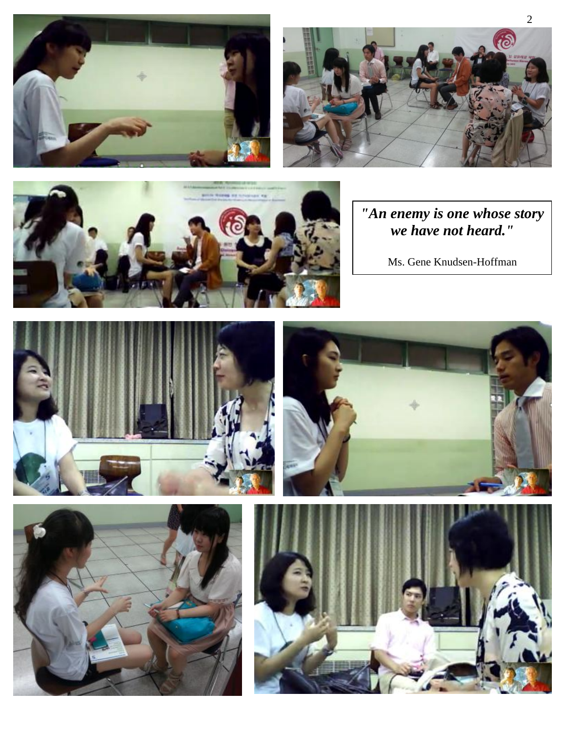*"An enemy is one whose story we have not heard."*

Ms. Gene Knudsen-Hoffman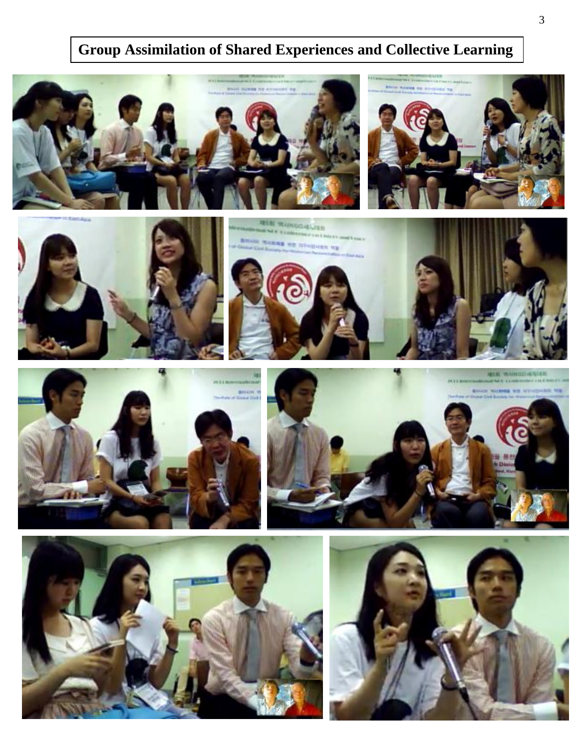# Group Assimilation of Shared Experiences and Collective Learning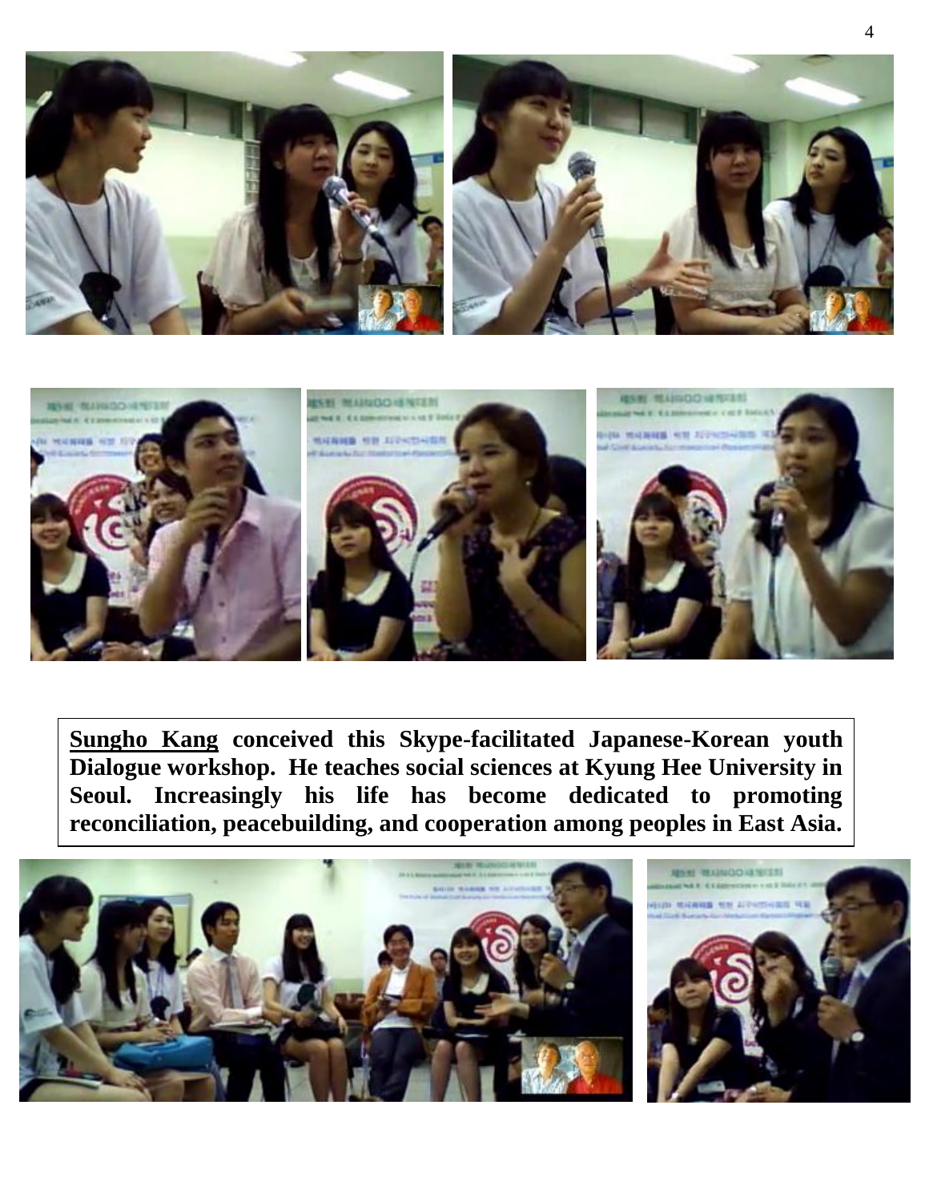**<u>Sungho Kang</u> conceived this Skype-facilitated Japanese-Korean youth Dialogue workshop. He teaches social sciences at Kyung Hee University in Seoul. Increasingly his life has become dedicated to promoting reconciliation, peacebuilding, and cooperation among peoples in East Asia.**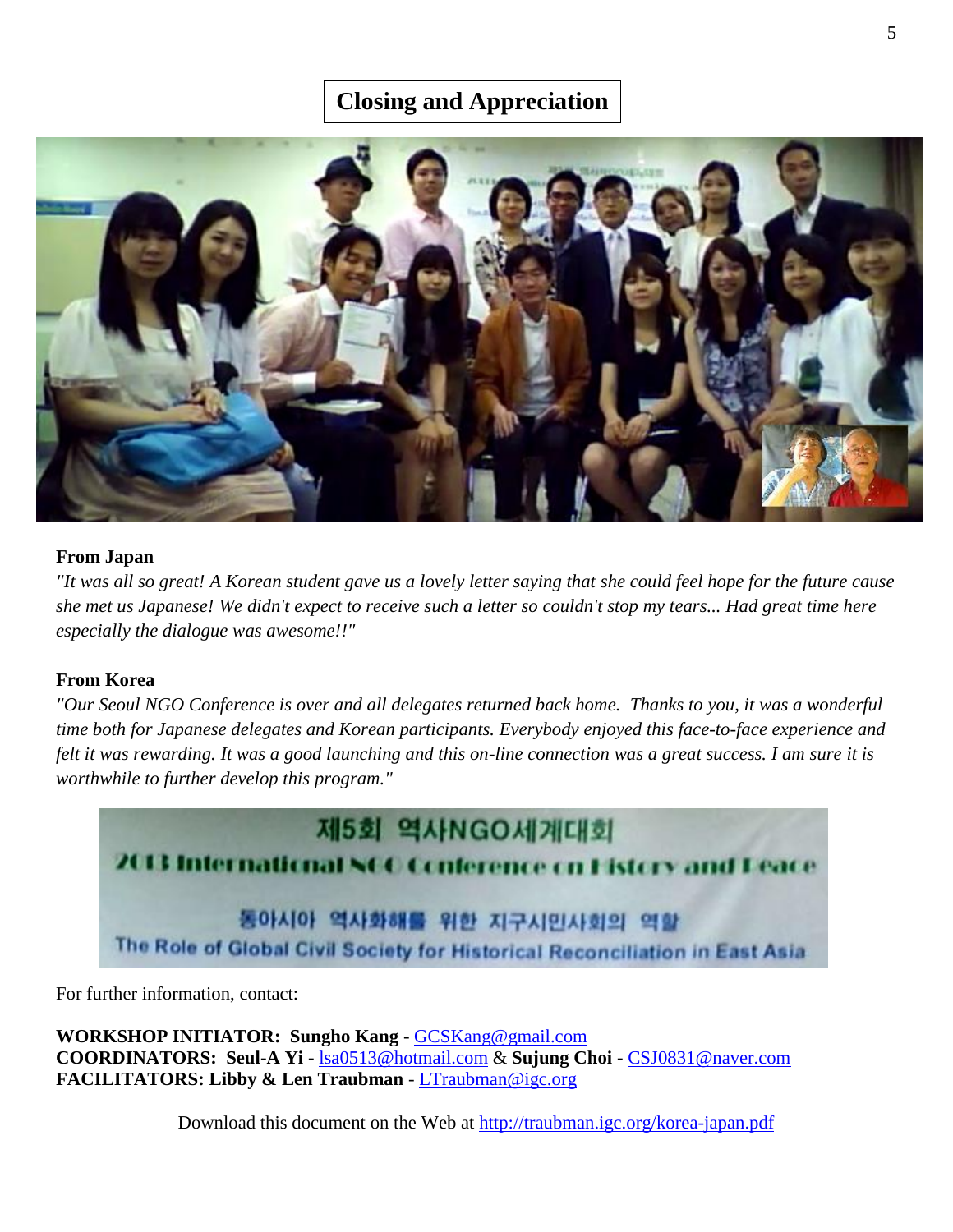## Closing and Appreciation

**From Japan**

*"It was all so great! A Korean student gave us a lovely letter saying that she could feel hope for the future cause she met us Japanese! We didn't expect to receive such a letter so couldn't stop my tears... Had great time here especially the dialogue was awesome!!"*

**From Korea**

*"Our Seoul NGO Conference is over and all delegates returned back home. Thanks to you, it was a wonderful time both for Japanese delegates and Korean participants. Everybody enjoyed this face-to-face experience and felt it was rewarding. It was a good launching and this on-line connection was a great success. I am sure it is worthwhile to further develop this program."*

For further information, contact:

**WORKSHOP INITIATOR: Sungho Kang** - GCSKang@gmail.com
**COORDINATORS: Seul-A Yi -** lsa0513@hotmail.com & **Sujung Choi -** CSJ0831@naver.com
**FACILITATORS: Libby & Len Traubman** - LTraubman@igc.org

Download this document on the Web at http://traubman.igc.org/korea-japan.pdf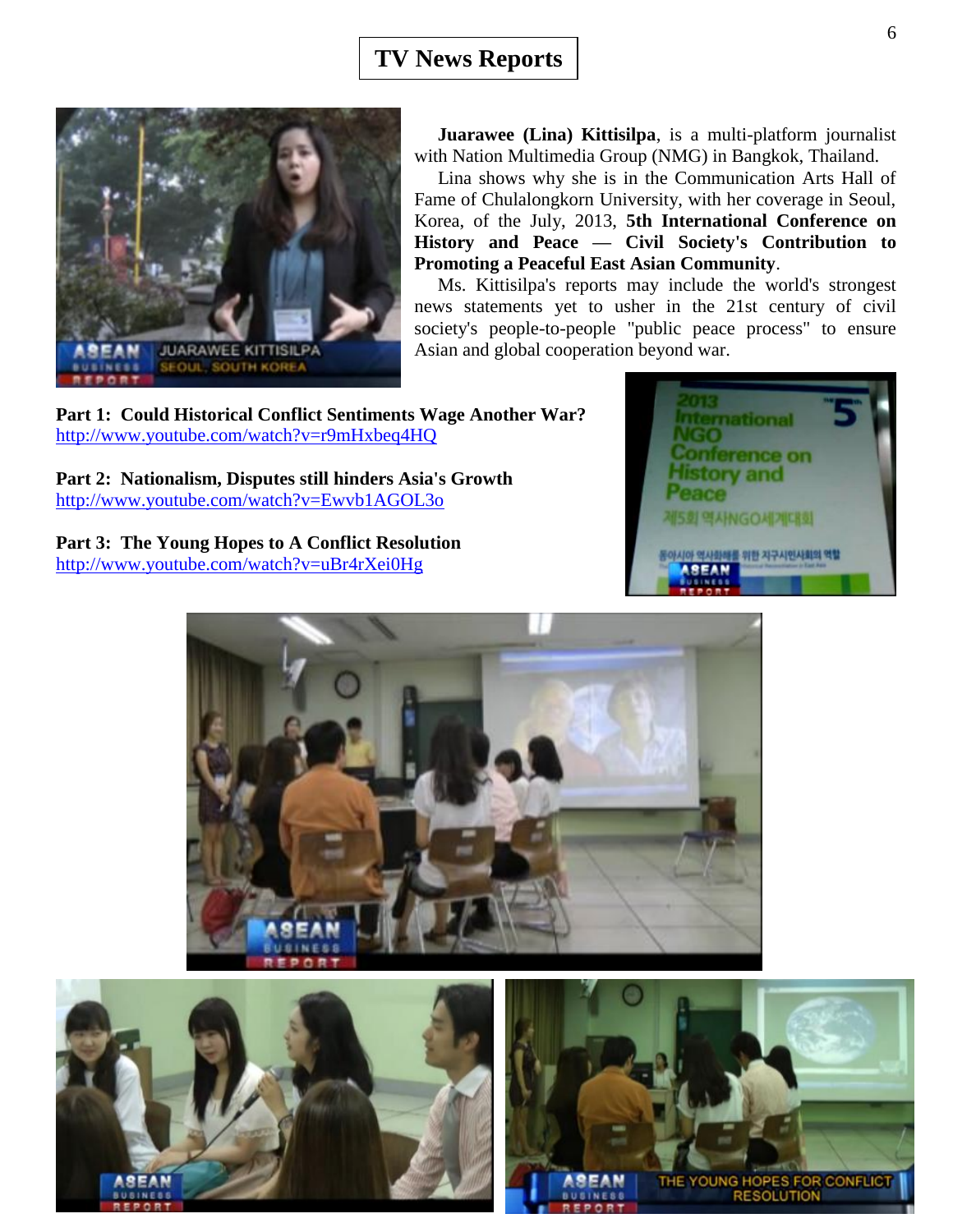# TV News Reports

**Juarawee (Lina) Kittisilpa**, is a multi-platform journalist with Nation Multimedia Group (NMG) in Bangkok, Thailand.

Lina shows why she is in the Communication Arts Hall of Fame of Chulalongkorn University, with her coverage in Seoul, Korea, of the July, 2013, **5th International Conference on History and Peace — Civil Society's Contribution to Promoting a Peaceful East Asian Community**.

Ms. Kittisilpa's reports may include the world's strongest news statements yet to usher in the 21st century of civil society's people-to-people "public peace process" to ensure Asian and global cooperation beyond war.

**Part 1: Could Historical Conflict Sentiments Wage Another War?**
http://www.youtube.com/watch?v=r9mHxbeq4HQ

**Part 2: Nationalism, Disputes still hinders Asia's Growth**
http://www.youtube.com/watch?v=Ewvb1AGOL3o

**Part 3: The Young Hopes to A Conflict Resolution**
http://www.youtube.com/watch?v=uBr4rXei0Hg